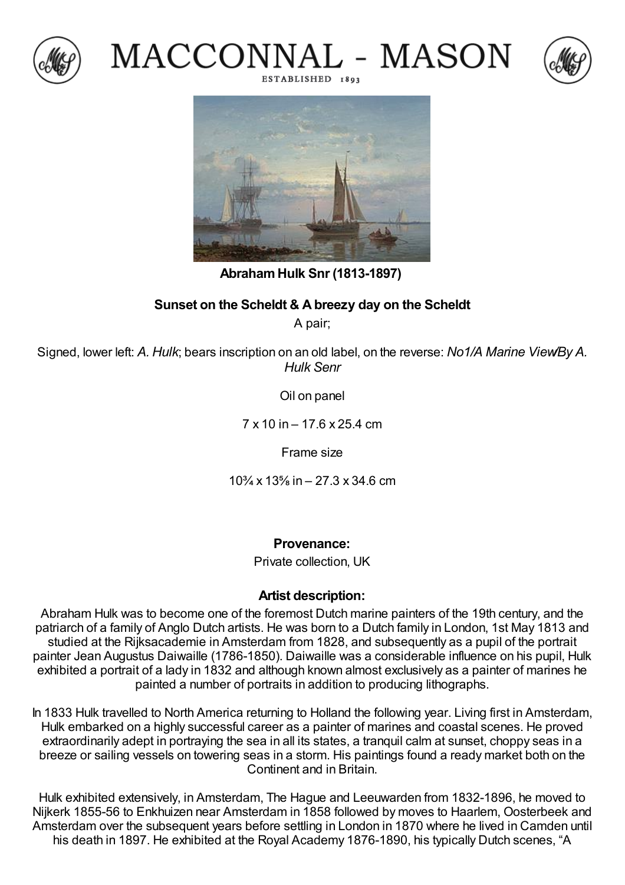# MACCONNAL - MASON

ESTABLISHED 1893

**Abraham Hulk Snr (1813-1897)**

**Sunset on the Scheldt & A breezy day on the Scheldt**

A pair;

Signed, lower left: *A. Hulk*; bears inscription on an old label, on the reverse: *No1/A Marine View/By A. Hulk Senr*

Oil on panel

7 x 10 in – 17.6 x 25.4 cm

Frame size

10¾ x 13⅝ in – 27.3 x 34.6 cm

**Provenance:**

Private collection, UK

**Artist description:**

Abraham Hulk was to become one of the foremost Dutch marine painters of the 19th century, and the patriarch of a family of Anglo Dutch artists. He was born to a Dutch family in London, 1st May 1813 and studied at the Rijksacademie in Amsterdam from 1828, and subsequently as a pupil of the portrait painter Jean Augustus Daiwaille (1786-1850). Daiwaille was a considerable influence on his pupil, Hulk exhibited a portrait of a lady in 1832 and although known almost exclusively as a painter of marines he painted a number of portraits in addition to producing lithographs.

In 1833 Hulk travelled to North America returning to Holland the following year. Living first in Amsterdam, Hulk embarked on a highly successful career as a painter of marines and coastal scenes. He proved extraordinarily adept in portraying the sea in all its states, a tranquil calm at sunset, choppy seas in a breeze or sailing vessels on towering seas in a storm. His paintings found a ready market both on the Continent and in Britain.

Hulk exhibited extensively, in Amsterdam, The Hague and Leeuwarden from 1832-1896, he moved to Nijkerk 1855-56 to Enkhuizen near Amsterdam in 1858 followed by moves to Haarlem, Oosterbeek and Amsterdam over the subsequent years before settling in London in 1870 where he lived in Camden until his death in 1897. He exhibited at the Royal Academy 1876-1890, his typically Dutch scenes, "A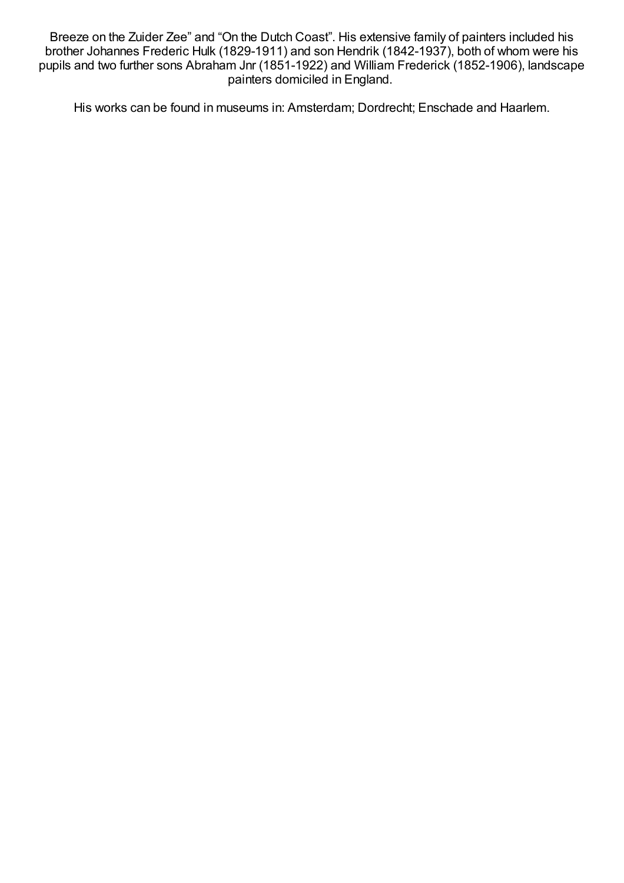Breeze on the Zuider Zee" and "On the Dutch Coast". His extensive family of painters included his brother Johannes Frederic Hulk (1829-1911) and son Hendrik (1842-1937), both of whom were his pupils and two further sons Abraham Jnr (1851-1922) and William Frederick (1852-1906), landscape painters domiciled in England.

His works can be found in museums in: Amsterdam; Dordrecht; Enschade and Haarlem.